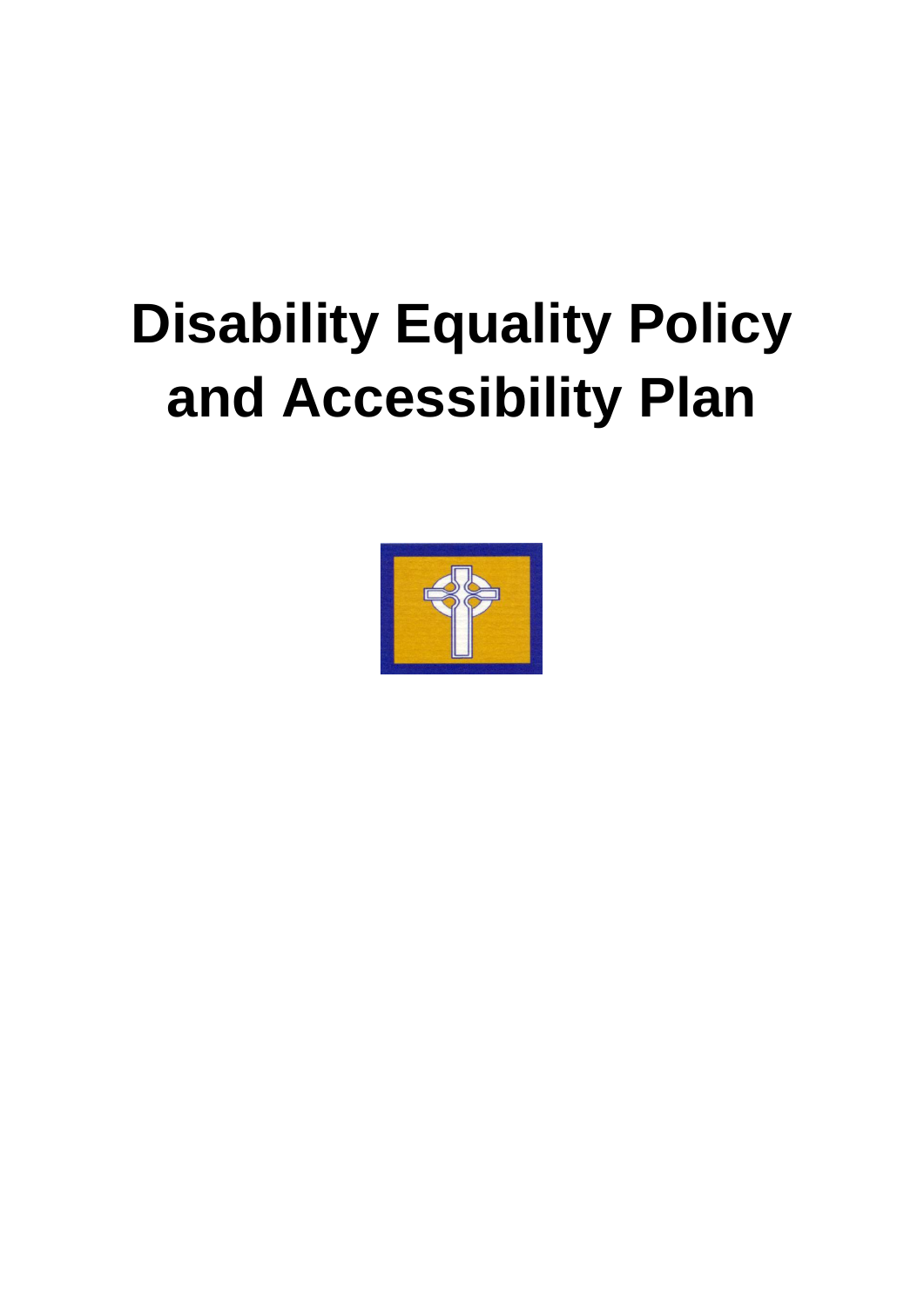# Disability Equality Policy and Accessibility Plan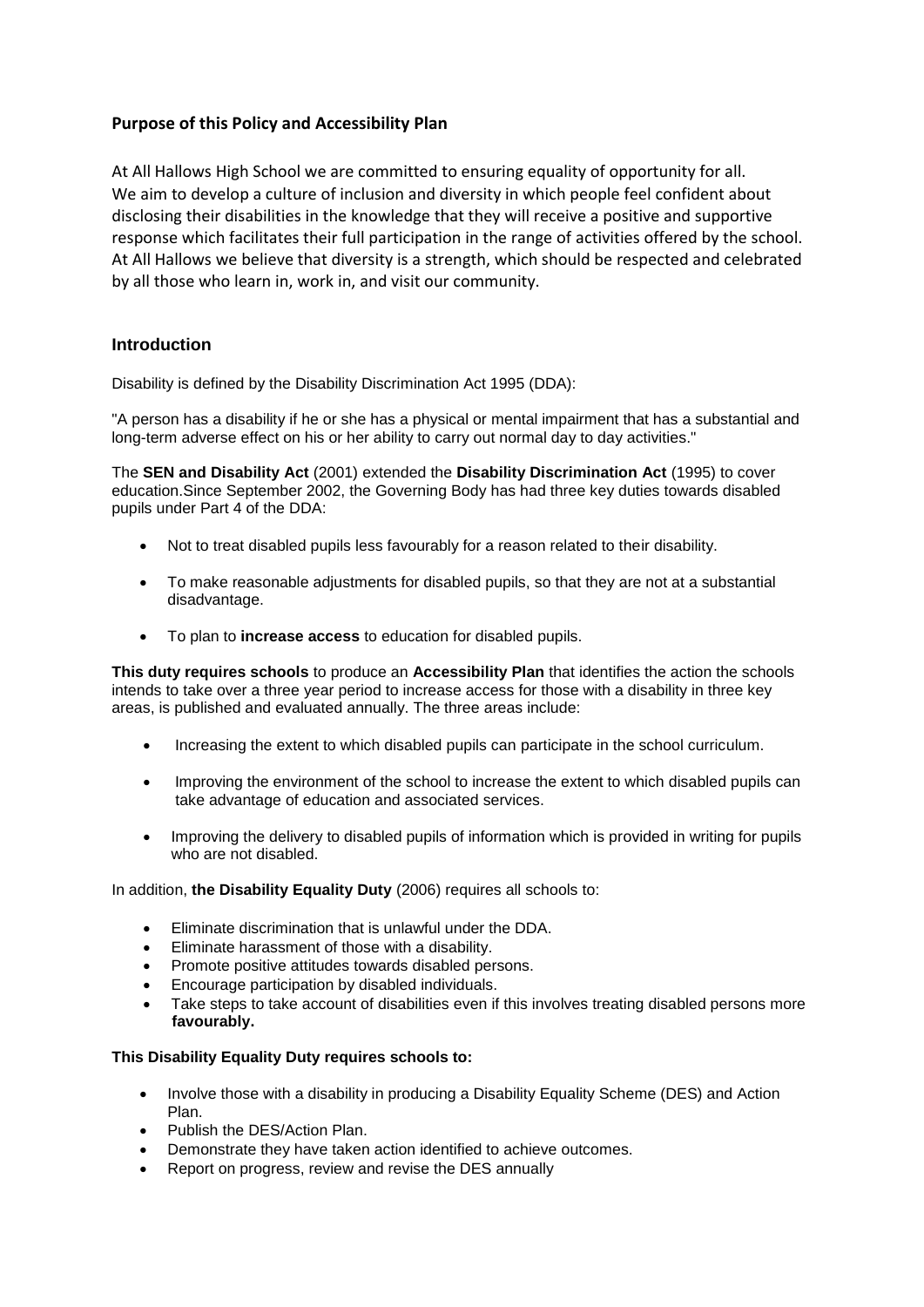## Purpose of this Policy and Accessibility Plan

At All Hallows High School we are committed to ensuring equality of opportunity for all. We aim to develop a culture of inclusion and diversity in which people feel confident about disclosing their disabilities in the knowledge that they will receive a positive and supportive response which facilitates their full participation in the range of activities offered by the school. At All Hallows we believe that diversity is a strength, which should be respected and celebrated by all those who learn in, work in, and visit our community.

## Introduction

Disability is defined by the Disability Discrimination Act 1995 (DDA):

"A person has a disability if he or she has a physical or mental impairment that has a substantial and long-term adverse effect on his or her ability to carry out normal day to day activities."

The **SEN and Disability Act** (2001) extended the **Disability Discrimination Act** (1995) to cover education.Since September 2002, the Governing Body has had three key duties towards disabled pupils under Part 4 of the DDA:

- Not to treat disabled pupils less favourably for a reason related to their disability.
- To make reasonable adjustments for disabled pupils, so that they are not at a substantial disadvantage.
- To plan to **increase access** to education for disabled pupils.

**This duty requires schools** to produce an **Accessibility Plan** that identifies the action the schools intends to take over a three year period to increase access for those with a disability in three key areas, is published and evaluated annually. The three areas include:

- Increasing the extent to which disabled pupils can participate in the school curriculum.
- Improving the environment of the school to increase the extent to which disabled pupils can take advantage of education and associated services.
- Improving the delivery to disabled pupils of information which is provided in writing for pupils who are not disabled.

In addition, **the Disability Equality Duty** (2006) requires all schools to:

- Eliminate discrimination that is unlawful under the DDA.
- Eliminate harassment of those with a disability.
- Promote positive attitudes towards disabled persons.
- Encourage participation by disabled individuals.
- Take steps to take account of disabilities even if this involves treating disabled persons more **favourably.**

**This Disability Equality Duty requires schools to:**

- Involve those with a disability in producing a Disability Equality Scheme (DES) and Action Plan.
- Publish the DES/Action Plan.
- Demonstrate they have taken action identified to achieve outcomes.
- Report on progress, review and revise the DES annually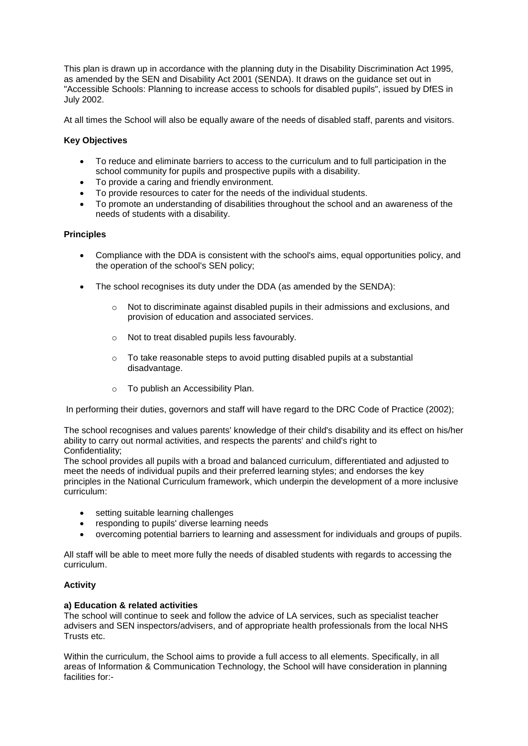This plan is drawn up in accordance with the planning duty in the Disability Discrimination Act 1995, as amended by the SEN and Disability Act 2001 (SENDA). It draws on the guidance set out in "Accessible Schools: Planning to increase access to schools for disabled pupils", issued by DfES in July 2002.

At all times the School will also be equally aware of the needs of disabled staff, parents and visitors.

**Key Objectives**

- To reduce and eliminate barriers to access to the curriculum and to full participation in the school community for pupils and prospective pupils with a disability.
- To provide a caring and friendly environment.
- To provide resources to cater for the needs of the individual students.
- To promote an understanding of disabilities throughout the school and an awareness of the needs of students with a disability.

**Principles**

- Compliance with the DDA is consistent with the school's aims, equal opportunities policy, and the operation of the school's SEN policy;
- The school recognises its duty under the DDA (as amended by the SENDA):
    - Not to discriminate against disabled pupils in their admissions and exclusions, and provision of education and associated services.
    - Not to treat disabled pupils less favourably.
    - To take reasonable steps to avoid putting disabled pupils at a substantial disadvantage.
    - To publish an Accessibility Plan.

In performing their duties, governors and staff will have regard to the DRC Code of Practice (2002);

The school recognises and values parents' knowledge of their child's disability and its effect on his/her ability to carry out normal activities, and respects the parents' and child's right to Confidentiality;

The school provides all pupils with a broad and balanced curriculum, differentiated and adjusted to meet the needs of individual pupils and their preferred learning styles; and endorses the key principles in the National Curriculum framework, which underpin the development of a more inclusive curriculum:

- setting suitable learning challenges
- responding to pupils' diverse learning needs
- overcoming potential barriers to learning and assessment for individuals and groups of pupils.

All staff will be able to meet more fully the needs of disabled students with regards to accessing the curriculum.

**Activity**

**a) Education & related activities**

The school will continue to seek and follow the advice of LA services, such as specialist teacher advisers and SEN inspectors/advisers, and of appropriate health professionals from the local NHS Trusts etc.

Within the curriculum, the School aims to provide a full access to all elements. Specifically, in all areas of Information & Communication Technology, the School will have consideration in planning facilities for:-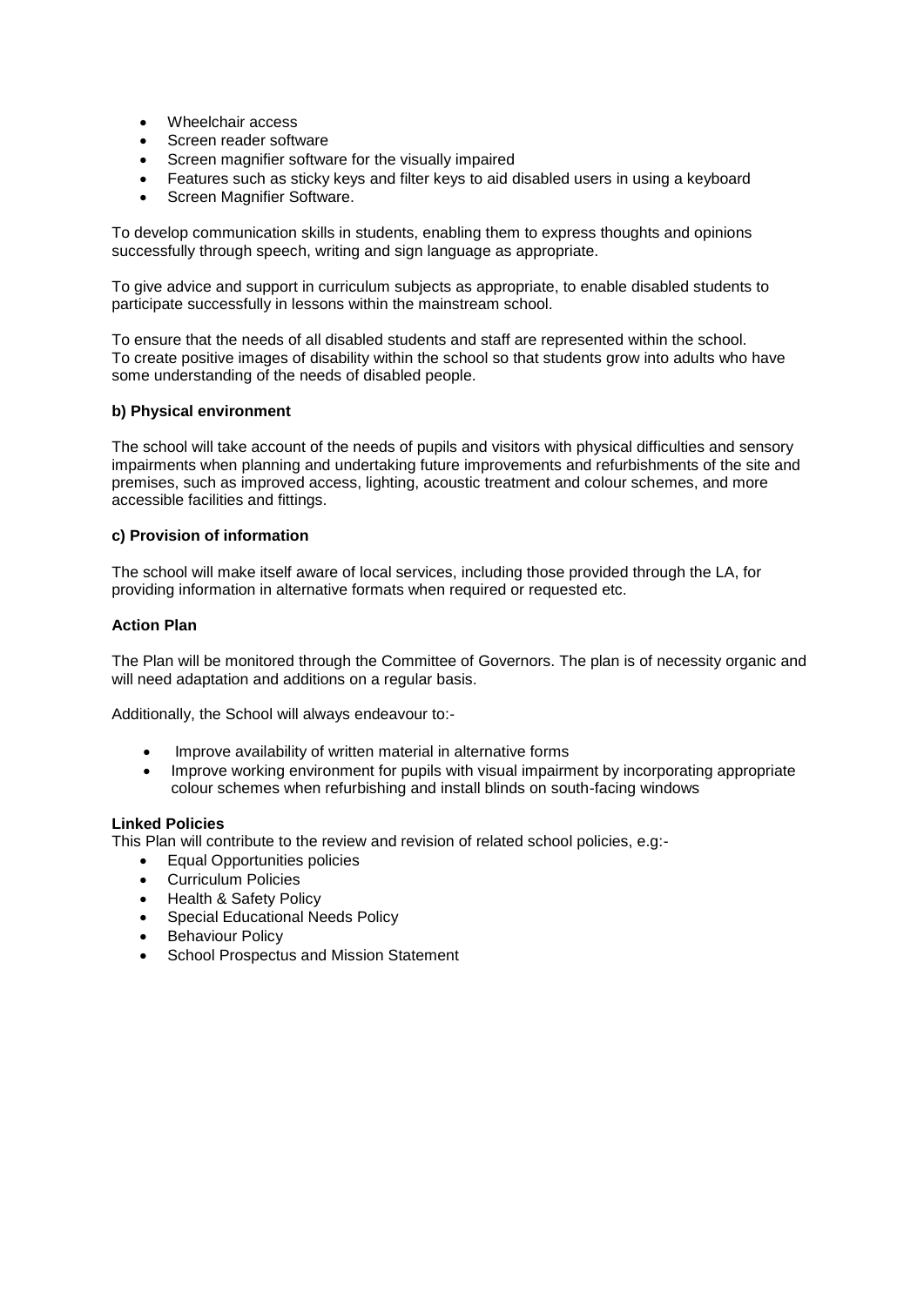- Wheelchair access
- Screen reader software
- Screen magnifier software for the visually impaired
- Features such as sticky keys and filter keys to aid disabled users in using a keyboard
- Screen Magnifier Software.

To develop communication skills in students, enabling them to express thoughts and opinions successfully through speech, writing and sign language as appropriate.

To give advice and support in curriculum subjects as appropriate, to enable disabled students to participate successfully in lessons within the mainstream school.

To ensure that the needs of all disabled students and staff are represented within the school.
To create positive images of disability within the school so that students grow into adults who have some understanding of the needs of disabled people.

**b) Physical environment**

The school will take account of the needs of pupils and visitors with physical difficulties and sensory impairments when planning and undertaking future improvements and refurbishments of the site and premises, such as improved access, lighting, acoustic treatment and colour schemes, and more accessible facilities and fittings.

**c) Provision of information**

The school will make itself aware of local services, including those provided through the LA, for providing information in alternative formats when required or requested etc.

**Action Plan**

The Plan will be monitored through the Committee of Governors. The plan is of necessity organic and will need adaptation and additions on a regular basis.

Additionally, the School will always endeavour to:-

- Improve availability of written material in alternative forms
- Improve working environment for pupils with visual impairment by incorporating appropriate colour schemes when refurbishing and install blinds on south-facing windows

**Linked Policies**

This Plan will contribute to the review and revision of related school policies, e.g:-

- Equal Opportunities policies
- Curriculum Policies
- Health & Safety Policy
- Special Educational Needs Policy
- Behaviour Policy
- School Prospectus and Mission Statement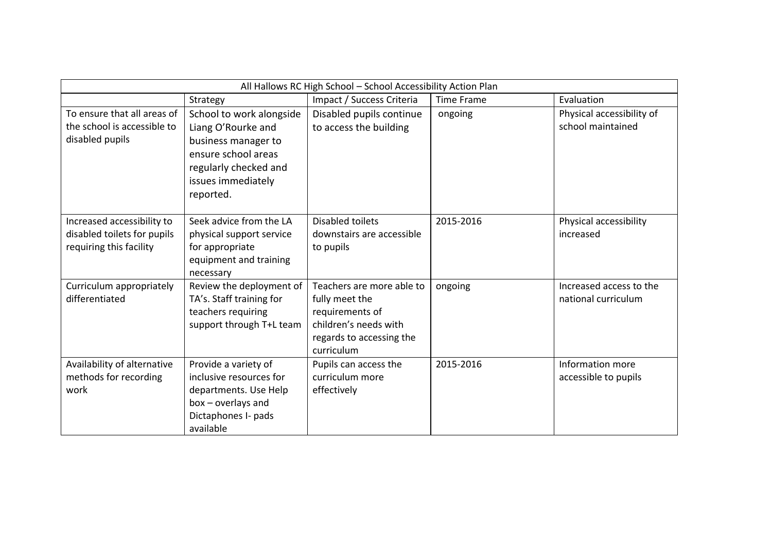| All Hallows RC High School – School Accessibility Action Plan | | | | |
|---|---|---|---|---|
| | Strategy | Impact / Success Criteria | Time Frame | Evaluation |
| To ensure that all areas of the school is accessible to disabled pupils | School to work alongside Liang O'Rourke and business manager to ensure school areas regularly checked and issues immediately reported. | Disabled pupils continue to access the building | ongoing | Physical accessibility of school maintained |
| Increased accessibility to disabled toilets for pupils requiring this facility | Seek advice from the LA physical support service for appropriate equipment and training necessary | Disabled toilets downstairs are accessible to pupils | 2015-2016 | Physical accessibility increased |
| Curriculum appropriately differentiated | Review the deployment of TA's. Staff training for teachers requiring support through T+L team | Teachers are more able to fully meet the requirements of children's needs with regards to accessing the curriculum | ongoing | Increased access to the national curriculum |
| Availability of alternative methods for recording work | Provide a variety of inclusive resources for departments. Use Help box – overlays and Dictaphones I- pads available | Pupils can access the curriculum more effectively | 2015-2016 | Information more accessible to pupils |